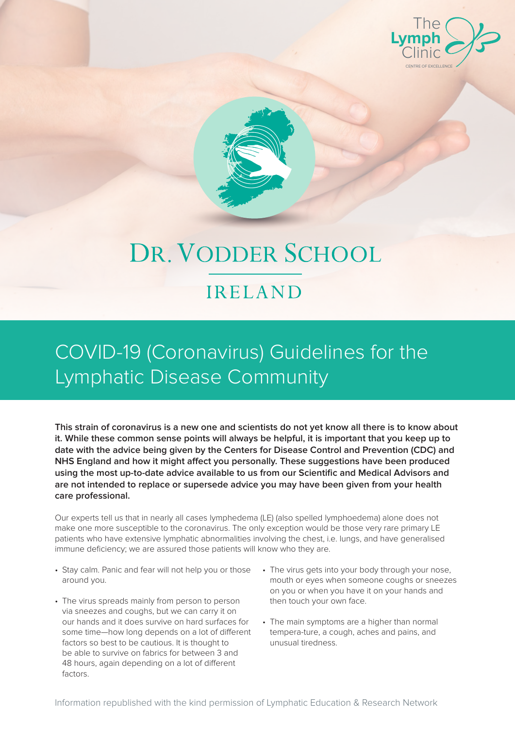The Lymph Clinic
CENTRE OF EXCELLENCE

# DR. VODDER SCHOOL

## IRELAND

# COVID-19 (Coronavirus) Guidelines for the Lymphatic Disease Community

**This strain of coronavirus is a new one and scientists do not yet know all there is to know about it. While these common sense points will always be helpful, it is important that you keep up to date with the advice being given by the Centers for Disease Control and Prevention (CDC) and NHS England and how it might affect you personally. These suggestions have been produced using the most up-to-date advice available to us from our Scientific and Medical Advisors and are not intended to replace or supersede advice you may have been given from your health care professional.**

Our experts tell us that in nearly all cases lymphedema (LE) (also spelled lymphoedema) alone does not make one more susceptible to the coronavirus. The only exception would be those very rare primary LE patients who have extensive lymphatic abnormalities involving the chest, i.e. lungs, and have generalised immune deficiency; we are assured those patients will know who they are.

- Stay calm. Panic and fear will not help you or those around you.
- The virus spreads mainly from person to person via sneezes and coughs, but we can carry it on our hands and it does survive on hard surfaces for some time—how long depends on a lot of different factors so best to be cautious. It is thought to be able to survive on fabrics for between 3 and 48 hours, again depending on a lot of different factors.
- The virus gets into your body through your nose, mouth or eyes when someone coughs or sneezes on you or when you have it on your hands and then touch your own face.
- The main symptoms are a higher than normal tempera-ture, a cough, aches and pains, and unusual tiredness.

Information republished with the kind permission of Lymphatic Education & Research Network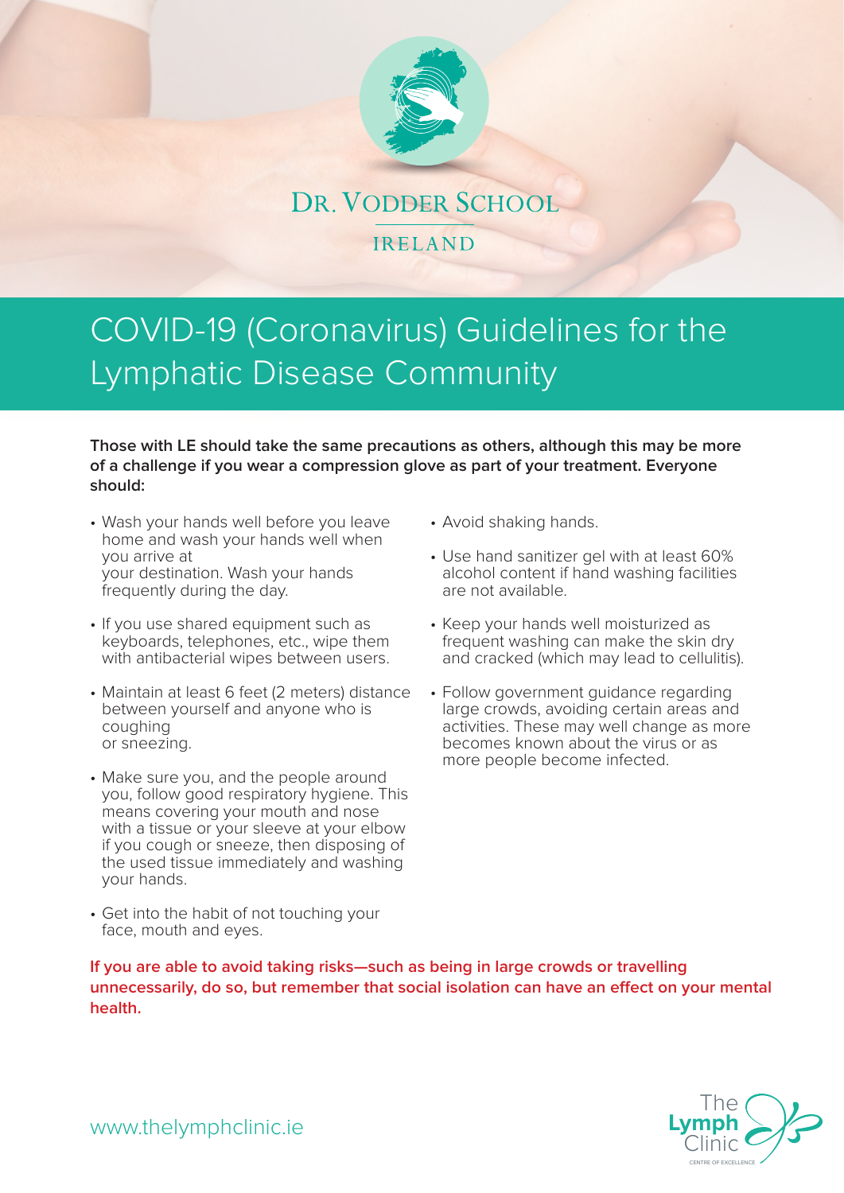DR. VODDER SCHOOL

IRELAND

# COVID-19 (Coronavirus) Guidelines for the Lymphatic Disease Community

**Those with LE should take the same precautions as others, although this may be more of a challenge if you wear a compression glove as part of your treatment. Everyone should:**

- Wash your hands well before you leave home and wash your hands well when you arrive at your destination. Wash your hands frequently during the day.
- If you use shared equipment such as keyboards, telephones, etc., wipe them with antibacterial wipes between users.
- Maintain at least 6 feet (2 meters) distance between yourself and anyone who is coughing or sneezing.
- Make sure you, and the people around you, follow good respiratory hygiene. This means covering your mouth and nose with a tissue or your sleeve at your elbow if you cough or sneeze, then disposing of the used tissue immediately and washing your hands.
- Get into the habit of not touching your face, mouth and eyes.
- Avoid shaking hands.
- Use hand sanitizer gel with at least 60% alcohol content if hand washing facilities are not available.
- Keep your hands well moisturized as frequent washing can make the skin dry and cracked (which may lead to cellulitis).
- Follow government guidance regarding large crowds, avoiding certain areas and activities. These may well change as more becomes known about the virus or as more people become infected.

**If you are able to avoid taking risks—such as being in large crowds or travelling unnecessarily, do so, but remember that social isolation can have an effect on your mental health.**

www.thelymphclinic.ie

The Lymph Clinic
CENTRE OF EXCELLENCE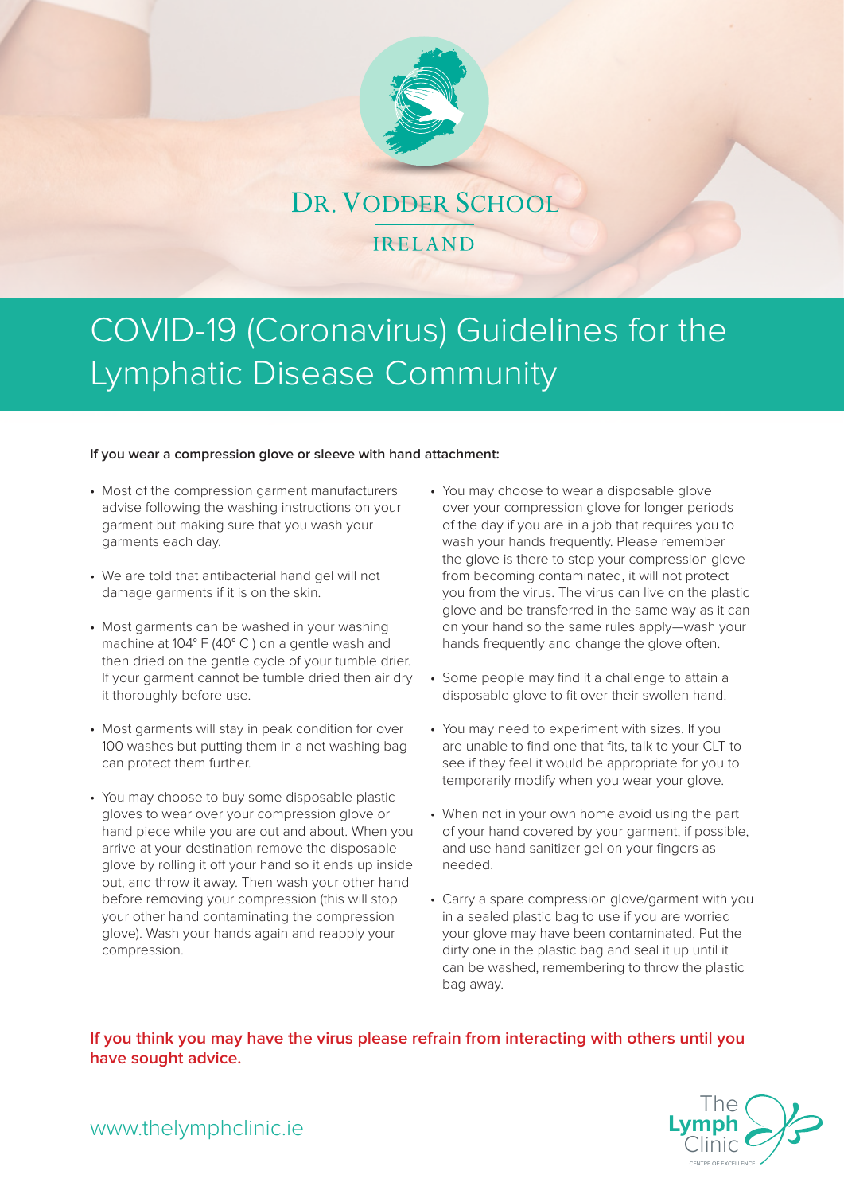DR. VODDER SCHOOL

IRELAND

# COVID-19 (Coronavirus) Guidelines for the Lymphatic Disease Community

**If you wear a compression glove or sleeve with hand attachment:**

- Most of the compression garment manufacturers advise following the washing instructions on your garment but making sure that you wash your garments each day.
- We are told that antibacterial hand gel will not damage garments if it is on the skin.
- Most garments can be washed in your washing machine at 104° F (40° C ) on a gentle wash and then dried on the gentle cycle of your tumble drier. If your garment cannot be tumble dried then air dry it thoroughly before use.
- Most garments will stay in peak condition for over 100 washes but putting them in a net washing bag can protect them further.
- You may choose to buy some disposable plastic gloves to wear over your compression glove or hand piece while you are out and about. When you arrive at your destination remove the disposable glove by rolling it off your hand so it ends up inside out, and throw it away. Then wash your other hand before removing your compression (this will stop your other hand contaminating the compression glove). Wash your hands again and reapply your compression.
- You may choose to wear a disposable glove over your compression glove for longer periods of the day if you are in a job that requires you to wash your hands frequently. Please remember the glove is there to stop your compression glove from becoming contaminated, it will not protect you from the virus. The virus can live on the plastic glove and be transferred in the same way as it can on your hand so the same rules apply—wash your hands frequently and change the glove often.
- Some people may find it a challenge to attain a disposable glove to fit over their swollen hand.
- You may need to experiment with sizes. If you are unable to find one that fits, talk to your CLT to see if they feel it would be appropriate for you to temporarily modify when you wear your glove.
- When not in your own home avoid using the part of your hand covered by your garment, if possible, and use hand sanitizer gel on your fingers as needed.
- Carry a spare compression glove/garment with you in a sealed plastic bag to use if you are worried your glove may have been contaminated. Put the dirty one in the plastic bag and seal it up until it can be washed, remembering to throw the plastic bag away.

**If you think you may have the virus please refrain from interacting with others until you have sought advice.**

www.thelymphclinic.ie

The Lymph Clinic

CENTRE OF EXCELLENCE